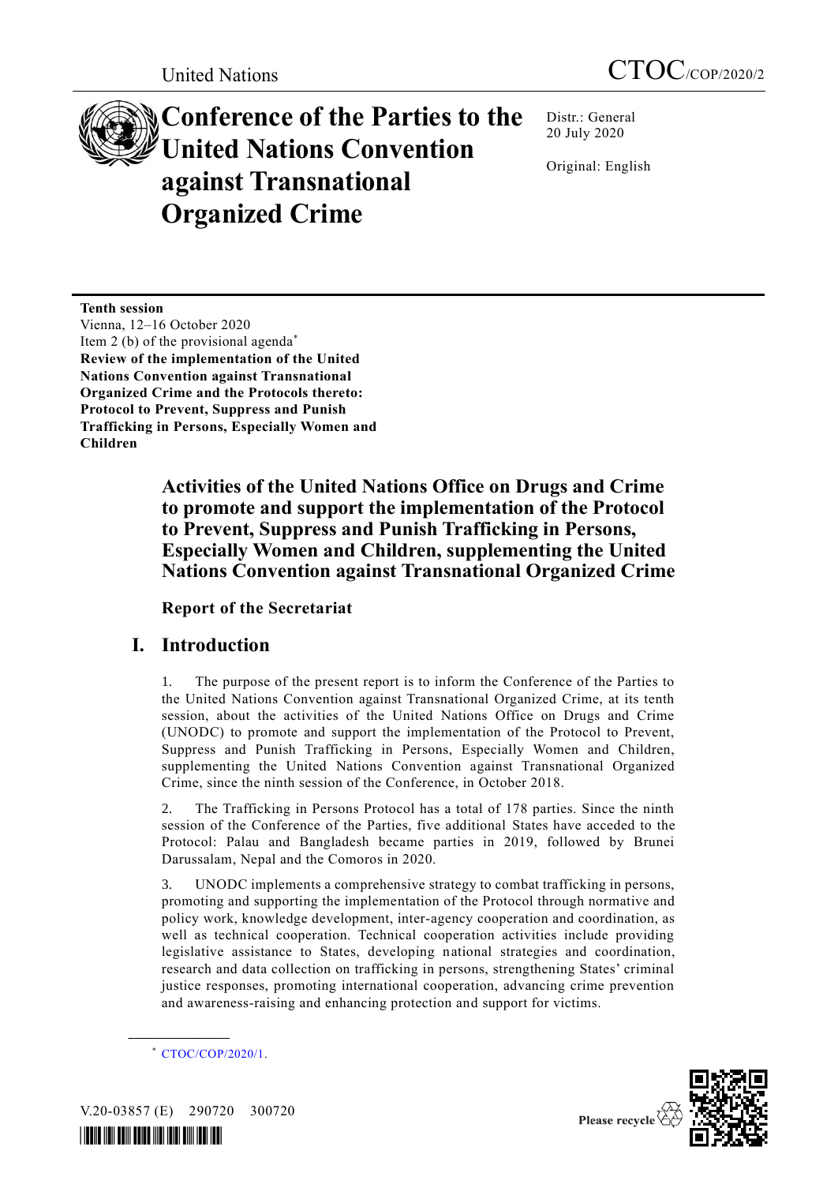United Nations

CTOC/COP/2020/2

# Conference of the Parties to the United Nations Convention against Transnational Organized Crime

Distr.: General
20 July 2020

Original: English

**Tenth session**
Vienna, 12–16 October 2020
Item 2 (b) of the provisional agenda*
**Review of the implementation of the United Nations Convention against Transnational Organized Crime and the Protocols thereto: Protocol to Prevent, Suppress and Punish Trafficking in Persons, Especially Women and Children**

## Activities of the United Nations Office on Drugs and Crime to promote and support the implementation of the Protocol to Prevent, Suppress and Punish Trafficking in Persons, Especially Women and Children, supplementing the United Nations Convention against Transnational Organized Crime

### Report of the Secretariat

## I. Introduction

1. The purpose of the present report is to inform the Conference of the Parties to the United Nations Convention against Transnational Organized Crime, at its tenth session, about the activities of the United Nations Office on Drugs and Crime (UNODC) to promote and support the implementation of the Protocol to Prevent, Suppress and Punish Trafficking in Persons, Especially Women and Children, supplementing the United Nations Convention against Transnational Organized Crime, since the ninth session of the Conference, in October 2018.

2. The Trafficking in Persons Protocol has a total of 178 parties. Since the ninth session of the Conference of the Parties, five additional States have acceded to the Protocol: Palau and Bangladesh became parties in 2019, followed by Brunei Darussalam, Nepal and the Comoros in 2020.

3. UNODC implements a comprehensive strategy to combat trafficking in persons, promoting and supporting the implementation of the Protocol through normative and policy work, knowledge development, inter-agency cooperation and coordination, as well as technical cooperation. Technical cooperation activities include providing legislative assistance to States, developing national strategies and coordination, research and data collection on trafficking in persons, strengthening States' criminal justice responses, promoting international cooperation, advancing crime prevention and awareness-raising and enhancing protection and support for victims.

* CTOC/COP/2020/1.

V.20-03857 (E) 290720 300720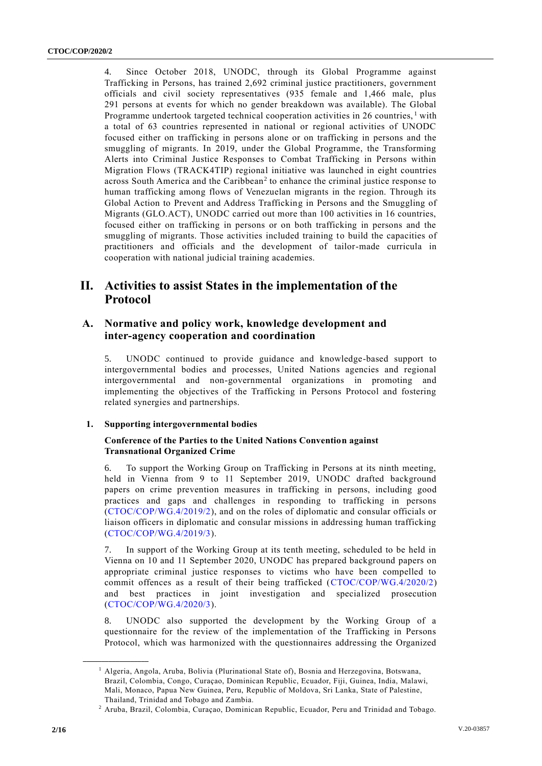4. Since October 2018, UNODC, through its Global Programme against Trafficking in Persons, has trained 2,692 criminal justice practitioners, government officials and civil society representatives (935 female and 1,466 male, plus 291 persons at events for which no gender breakdown was available). The Global Programme undertook targeted technical cooperation activities in 26 countries,[1] with a total of 63 countries represented in national or regional activities of UNODC focused either on trafficking in persons alone or on trafficking in persons and the smuggling of migrants. In 2019, under the Global Programme, the Transforming Alerts into Criminal Justice Responses to Combat Trafficking in Persons within Migration Flows (TRACK4TIP) regional initiative was launched in eight countries across South America and the Caribbean[2] to enhance the criminal justice response to human trafficking among flows of Venezuelan migrants in the region. Through its Global Action to Prevent and Address Trafficking in Persons and the Smuggling of Migrants (GLO.ACT), UNODC carried out more than 100 activities in 16 countries, focused either on trafficking in persons or on both trafficking in persons and the smuggling of migrants. Those activities included training to build the capacities of practitioners and officials and the development of tailor-made curricula in cooperation with national judicial training academies.

# II. Activities to assist States in the implementation of the Protocol

## A. Normative and policy work, knowledge development and inter-agency cooperation and coordination

5. UNODC continued to provide guidance and knowledge-based support to intergovernmental bodies and processes, United Nations agencies and regional intergovernmental and non-governmental organizations in promoting and implementing the objectives of the Trafficking in Persons Protocol and fostering related synergies and partnerships.

### 1. Supporting intergovernmental bodies

#### Conference of the Parties to the United Nations Convention against Transnational Organized Crime

6. To support the Working Group on Trafficking in Persons at its ninth meeting, held in Vienna from 9 to 11 September 2019, UNODC drafted background papers on crime prevention measures in trafficking in persons, including good practices and gaps and challenges in responding to trafficking in persons (CTOC/COP/WG.4/2019/2), and on the roles of diplomatic and consular officials or liaison officers in diplomatic and consular missions in addressing human trafficking (CTOC/COP/WG.4/2019/3).

7. In support of the Working Group at its tenth meeting, scheduled to be held in Vienna on 10 and 11 September 2020, UNODC has prepared background papers on appropriate criminal justice responses to victims who have been compelled to commit offences as a result of their being trafficked (CTOC/COP/WG.4/2020/2) and best practices in joint investigation and specialized prosecution (CTOC/COP/WG.4/2020/3).

8. UNODC also supported the development by the Working Group of a questionnaire for the review of the implementation of the Trafficking in Persons Protocol, which was harmonized with the questionnaires addressing the Organized

---

[1] Algeria, Angola, Aruba, Bolivia (Plurinational State of), Bosnia and Herzegovina, Botswana, Brazil, Colombia, Congo, Curaçao, Dominican Republic, Ecuador, Fiji, Guinea, India, Malawi, Mali, Monaco, Papua New Guinea, Peru, Republic of Moldova, Sri Lanka, State of Palestine, Thailand, Trinidad and Tobago and Zambia.

[2] Aruba, Brazil, Colombia, Curaçao, Dominican Republic, Ecuador, Peru and Trinidad and Tobago.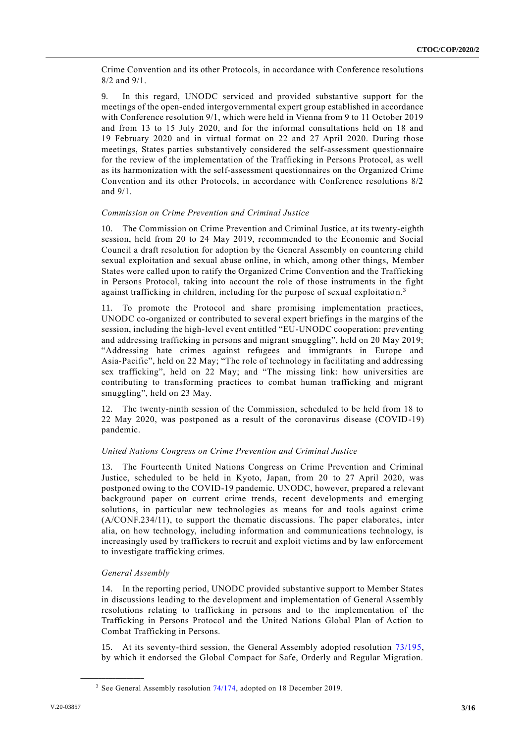Crime Convention and its other Protocols, in accordance with Conference resolutions 8/2 and 9/1.

9. In this regard, UNODC serviced and provided substantive support for the meetings of the open-ended intergovernmental expert group established in accordance with Conference resolution 9/1, which were held in Vienna from 9 to 11 October 2019 and from 13 to 15 July 2020, and for the informal consultations held on 18 and 19 February 2020 and in virtual format on 22 and 27 April 2020. During those meetings, States parties substantively considered the self-assessment questionnaire for the review of the implementation of the Trafficking in Persons Protocol, as well as its harmonization with the self-assessment questionnaires on the Organized Crime Convention and its other Protocols, in accordance with Conference resolutions 8/2 and 9/1.

*Commission on Crime Prevention and Criminal Justice*

10. The Commission on Crime Prevention and Criminal Justice, at its twenty-eighth session, held from 20 to 24 May 2019, recommended to the Economic and Social Council a draft resolution for adoption by the General Assembly on countering child sexual exploitation and sexual abuse online, in which, among other things, Member States were called upon to ratify the Organized Crime Convention and the Trafficking in Persons Protocol, taking into account the role of those instruments in the fight against trafficking in children, including for the purpose of sexual exploitation.[3]

11. To promote the Protocol and share promising implementation practices, UNODC co-organized or contributed to several expert briefings in the margins of the session, including the high-level event entitled "EU-UNODC cooperation: preventing and addressing trafficking in persons and migrant smuggling", held on 20 May 2019; "Addressing hate crimes against refugees and immigrants in Europe and Asia-Pacific", held on 22 May; "The role of technology in facilitating and addressing sex trafficking", held on 22 May; and "The missing link: how universities are contributing to transforming practices to combat human trafficking and migrant smuggling", held on 23 May.

12. The twenty-ninth session of the Commission, scheduled to be held from 18 to 22 May 2020, was postponed as a result of the coronavirus disease (COVID-19) pandemic.

*United Nations Congress on Crime Prevention and Criminal Justice*

13. The Fourteenth United Nations Congress on Crime Prevention and Criminal Justice, scheduled to be held in Kyoto, Japan, from 20 to 27 April 2020, was postponed owing to the COVID-19 pandemic. UNODC, however, prepared a relevant background paper on current crime trends, recent developments and emerging solutions, in particular new technologies as means for and tools against crime (A/CONF.234/11), to support the thematic discussions. The paper elaborates, inter alia, on how technology, including information and communications technology, is increasingly used by traffickers to recruit and exploit victims and by law enforcement to investigate trafficking crimes.

*General Assembly*

14. In the reporting period, UNODC provided substantive support to Member States in discussions leading to the development and implementation of General Assembly resolutions relating to trafficking in persons and to the implementation of the Trafficking in Persons Protocol and the United Nations Global Plan of Action to Combat Trafficking in Persons.

15. At its seventy-third session, the General Assembly adopted resolution 73/195, by which it endorsed the Global Compact for Safe, Orderly and Regular Migration.

---

[3] See General Assembly resolution 74/174, adopted on 18 December 2019.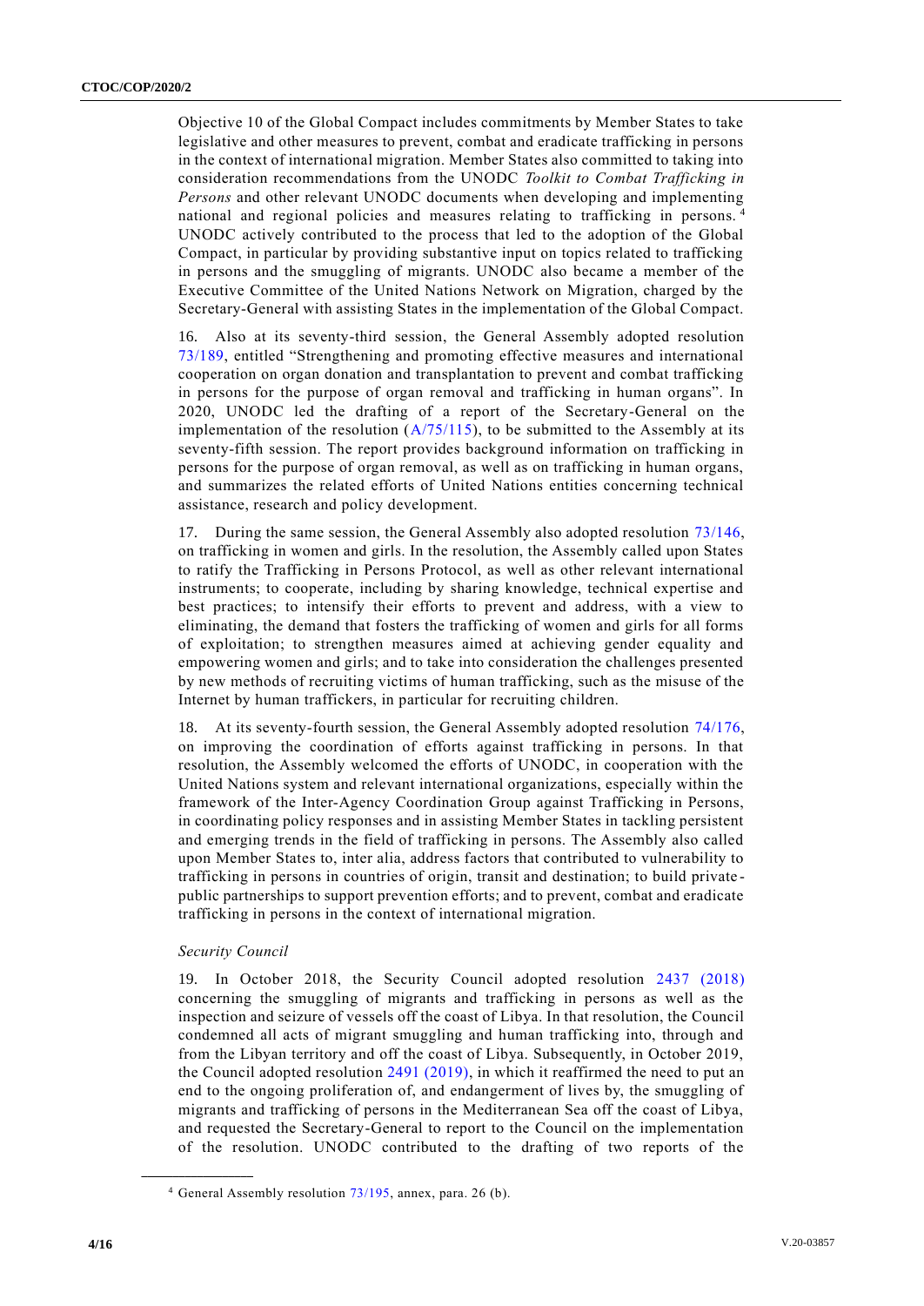Objective 10 of the Global Compact includes commitments by Member States to take legislative and other measures to prevent, combat and eradicate trafficking in persons in the context of international migration. Member States also committed to taking into consideration recommendations from the UNODC *Toolkit to Combat Trafficking in Persons* and other relevant UNODC documents when developing and implementing national and regional policies and measures relating to trafficking in persons.[4] UNODC actively contributed to the process that led to the adoption of the Global Compact, in particular by providing substantive input on topics related to trafficking in persons and the smuggling of migrants. UNODC also became a member of the Executive Committee of the United Nations Network on Migration, charged by the Secretary-General with assisting States in the implementation of the Global Compact.

16. Also at its seventy-third session, the General Assembly adopted resolution 73/189, entitled "Strengthening and promoting effective measures and international cooperation on organ donation and transplantation to prevent and combat trafficking in persons for the purpose of organ removal and trafficking in human organs". In 2020, UNODC led the drafting of a report of the Secretary-General on the implementation of the resolution (A/75/115), to be submitted to the Assembly at its seventy-fifth session. The report provides background information on trafficking in persons for the purpose of organ removal, as well as on trafficking in human organs, and summarizes the related efforts of United Nations entities concerning technical assistance, research and policy development.

17. During the same session, the General Assembly also adopted resolution 73/146, on trafficking in women and girls. In the resolution, the Assembly called upon States to ratify the Trafficking in Persons Protocol, as well as other relevant international instruments; to cooperate, including by sharing knowledge, technical expertise and best practices; to intensify their efforts to prevent and address, with a view to eliminating, the demand that fosters the trafficking of women and girls for all forms of exploitation; to strengthen measures aimed at achieving gender equality and empowering women and girls; and to take into consideration the challenges presented by new methods of recruiting victims of human trafficking, such as the misuse of the Internet by human traffickers, in particular for recruiting children.

18. At its seventy-fourth session, the General Assembly adopted resolution 74/176, on improving the coordination of efforts against trafficking in persons. In that resolution, the Assembly welcomed the efforts of UNODC, in cooperation with the United Nations system and relevant international organizations, especially within the framework of the Inter-Agency Coordination Group against Trafficking in Persons, in coordinating policy responses and in assisting Member States in tackling persistent and emerging trends in the field of trafficking in persons. The Assembly also called upon Member States to, inter alia, address factors that contributed to vulnerability to trafficking in persons in countries of origin, transit and destination; to build private-public partnerships to support prevention efforts; and to prevent, combat and eradicate trafficking in persons in the context of international migration.

*Security Council*

19. In October 2018, the Security Council adopted resolution 2437 (2018) concerning the smuggling of migrants and trafficking in persons as well as the inspection and seizure of vessels off the coast of Libya. In that resolution, the Council condemned all acts of migrant smuggling and human trafficking into, through and from the Libyan territory and off the coast of Libya. Subsequently, in October 2019, the Council adopted resolution 2491 (2019), in which it reaffirmed the need to put an end to the ongoing proliferation of, and endangerment of lives by, the smuggling of migrants and trafficking of persons in the Mediterranean Sea off the coast of Libya, and requested the Secretary-General to report to the Council on the implementation of the resolution. UNODC contributed to the drafting of two reports of the

[4] General Assembly resolution 73/195, annex, para. 26 (b).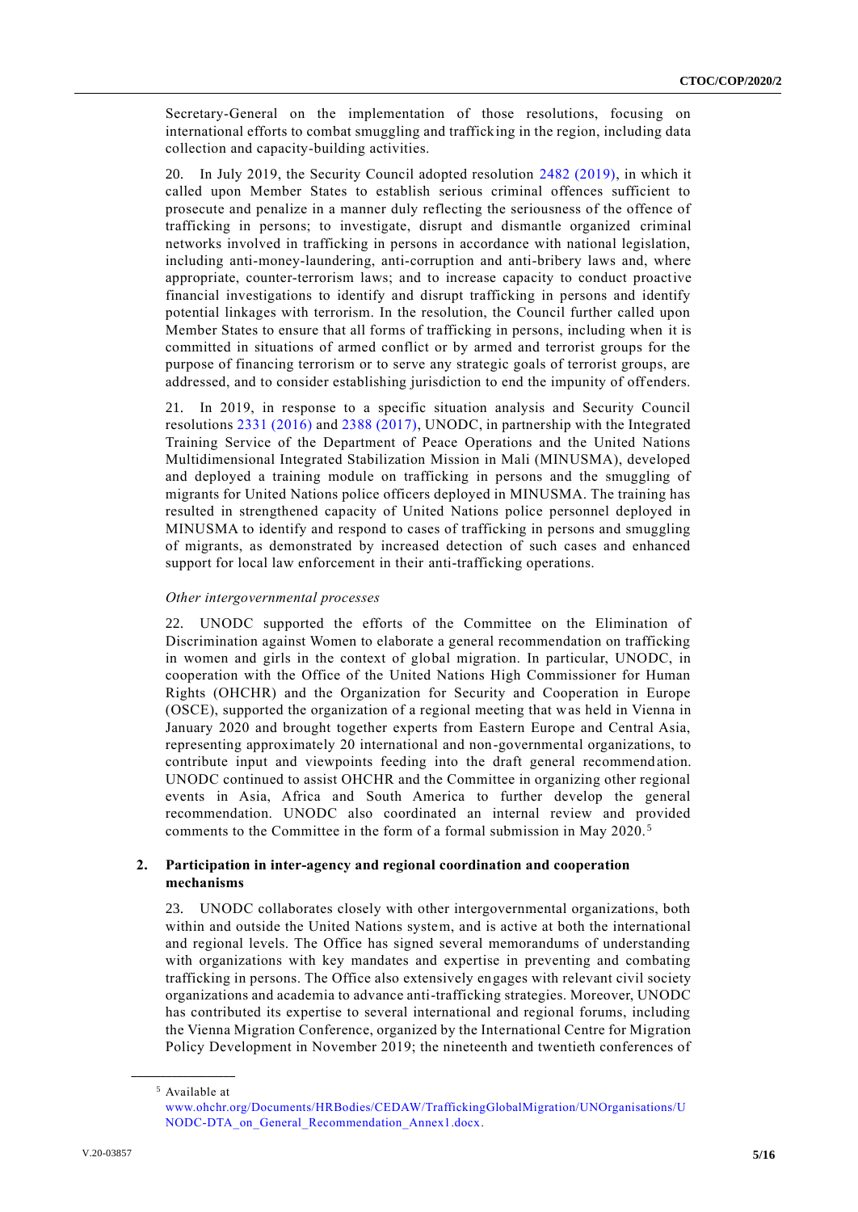Secretary-General on the implementation of those resolutions, focusing on international efforts to combat smuggling and trafficking in the region, including data collection and capacity-building activities.

20. In July 2019, the Security Council adopted resolution 2482 (2019), in which it called upon Member States to establish serious criminal offences sufficient to prosecute and penalize in a manner duly reflecting the seriousness of the offence of trafficking in persons; to investigate, disrupt and dismantle organized criminal networks involved in trafficking in persons in accordance with national legislation, including anti-money-laundering, anti-corruption and anti-bribery laws and, where appropriate, counter-terrorism laws; and to increase capacity to conduct proactive financial investigations to identify and disrupt trafficking in persons and identify potential linkages with terrorism. In the resolution, the Council further called upon Member States to ensure that all forms of trafficking in persons, including when it is committed in situations of armed conflict or by armed and terrorist groups for the purpose of financing terrorism or to serve any strategic goals of terrorist groups, are addressed, and to consider establishing jurisdiction to end the impunity of offenders.

21. In 2019, in response to a specific situation analysis and Security Council resolutions 2331 (2016) and 2388 (2017), UNODC, in partnership with the Integrated Training Service of the Department of Peace Operations and the United Nations Multidimensional Integrated Stabilization Mission in Mali (MINUSMA), developed and deployed a training module on trafficking in persons and the smuggling of migrants for United Nations police officers deployed in MINUSMA. The training has resulted in strengthened capacity of United Nations police personnel deployed in MINUSMA to identify and respond to cases of trafficking in persons and smuggling of migrants, as demonstrated by increased detection of such cases and enhanced support for local law enforcement in their anti-trafficking operations.

*Other intergovernmental processes*

22. UNODC supported the efforts of the Committee on the Elimination of Discrimination against Women to elaborate a general recommendation on trafficking in women and girls in the context of global migration. In particular, UNODC, in cooperation with the Office of the United Nations High Commissioner for Human Rights (OHCHR) and the Organization for Security and Cooperation in Europe (OSCE), supported the organization of a regional meeting that was held in Vienna in January 2020 and brought together experts from Eastern Europe and Central Asia, representing approximately 20 international and non-governmental organizations, to contribute input and viewpoints feeding into the draft general recommendation. UNODC continued to assist OHCHR and the Committee in organizing other regional events in Asia, Africa and South America to further develop the general recommendation. UNODC also coordinated an internal review and provided comments to the Committee in the form of a formal submission in May 2020.[5]

### 2. Participation in inter-agency and regional coordination and cooperation mechanisms

23. UNODC collaborates closely with other intergovernmental organizations, both within and outside the United Nations system, and is active at both the international and regional levels. The Office has signed several memorandums of understanding with organizations with key mandates and expertise in preventing and combating trafficking in persons. The Office also extensively engages with relevant civil society organizations and academia to advance anti-trafficking strategies. Moreover, UNODC has contributed its expertise to several international and regional forums, including the Vienna Migration Conference, organized by the International Centre for Migration Policy Development in November 2019; the nineteenth and twentieth conferences of

---

[5] Available at www.ohchr.org/Documents/HRBodies/CEDAW/TraffickingGlobalMigration/UNOrganisations/UNODC-DTA_on_General_Recommendation_Annex1.docx.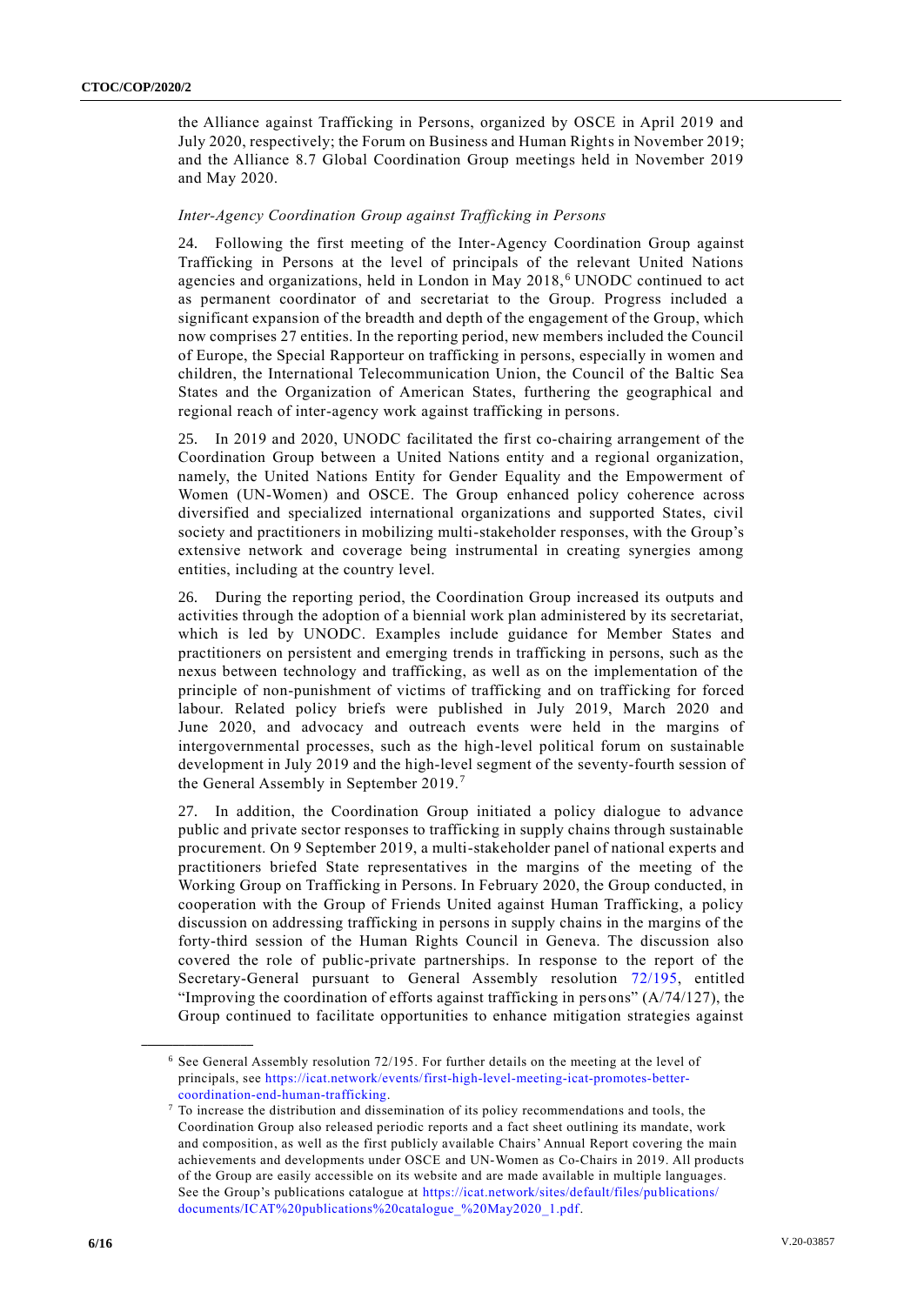the Alliance against Trafficking in Persons, organized by OSCE in April 2019 and July 2020, respectively; the Forum on Business and Human Rights in November 2019; and the Alliance 8.7 Global Coordination Group meetings held in November 2019 and May 2020.

*Inter-Agency Coordination Group against Trafficking in Persons*

24. Following the first meeting of the Inter-Agency Coordination Group against Trafficking in Persons at the level of principals of the relevant United Nations agencies and organizations, held in London in May 2018,[6] UNODC continued to act as permanent coordinator of and secretariat to the Group. Progress included a significant expansion of the breadth and depth of the engagement of the Group, which now comprises 27 entities. In the reporting period, new members included the Council of Europe, the Special Rapporteur on trafficking in persons, especially in women and children, the International Telecommunication Union, the Council of the Baltic Sea States and the Organization of American States, furthering the geographical and regional reach of inter-agency work against trafficking in persons.

25. In 2019 and 2020, UNODC facilitated the first co-chairing arrangement of the Coordination Group between a United Nations entity and a regional organization, namely, the United Nations Entity for Gender Equality and the Empowerment of Women (UN-Women) and OSCE. The Group enhanced policy coherence across diversified and specialized international organizations and supported States, civil society and practitioners in mobilizing multi-stakeholder responses, with the Group's extensive network and coverage being instrumental in creating synergies among entities, including at the country level.

26. During the reporting period, the Coordination Group increased its outputs and activities through the adoption of a biennial work plan administered by its secretariat, which is led by UNODC. Examples include guidance for Member States and practitioners on persistent and emerging trends in trafficking in persons, such as the nexus between technology and trafficking, as well as on the implementation of the principle of non-punishment of victims of trafficking and on trafficking for forced labour. Related policy briefs were published in July 2019, March 2020 and June 2020, and advocacy and outreach events were held in the margins of intergovernmental processes, such as the high-level political forum on sustainable development in July 2019 and the high-level segment of the seventy-fourth session of the General Assembly in September 2019.[7]

27. In addition, the Coordination Group initiated a policy dialogue to advance public and private sector responses to trafficking in supply chains through sustainable procurement. On 9 September 2019, a multi-stakeholder panel of national experts and practitioners briefed State representatives in the margins of the meeting of the Working Group on Trafficking in Persons. In February 2020, the Group conducted, in cooperation with the Group of Friends United against Human Trafficking, a policy discussion on addressing trafficking in persons in supply chains in the margins of the forty-third session of the Human Rights Council in Geneva. The discussion also covered the role of public-private partnerships. In response to the report of the Secretary-General pursuant to General Assembly resolution 72/195, entitled "Improving the coordination of efforts against trafficking in persons" (A/74/127), the Group continued to facilitate opportunities to enhance mitigation strategies against

---

[6] See General Assembly resolution 72/195. For further details on the meeting at the level of principals, see https://icat.network/events/first-high-level-meeting-icat-promotes-better-coordination-end-human-trafficking.

[7] To increase the distribution and dissemination of its policy recommendations and tools, the Coordination Group also released periodic reports and a fact sheet outlining its mandate, work and composition, as well as the first publicly available Chairs' Annual Report covering the main achievements and developments under OSCE and UN-Women as Co-Chairs in 2019. All products of the Group are easily accessible on its website and are made available in multiple languages. See the Group's publications catalogue at https://icat.network/sites/default/files/publications/documents/ICAT%20publications%20catalogue_%20May2020_1.pdf.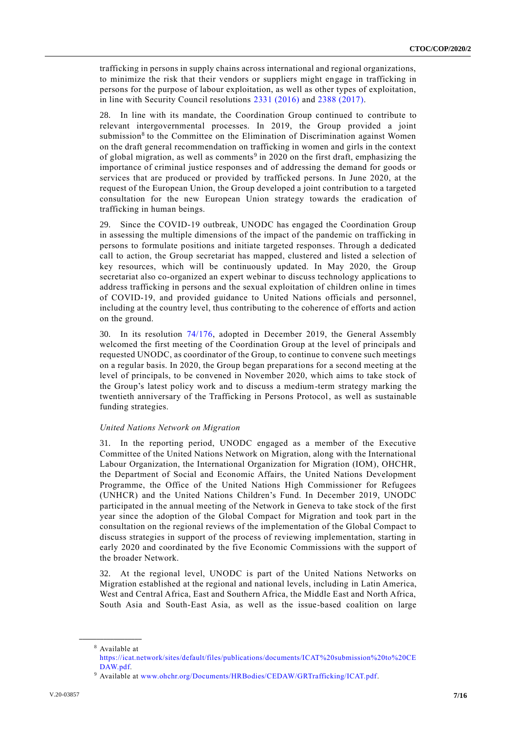trafficking in persons in supply chains across international and regional organizations, to minimize the risk that their vendors or suppliers might engage in trafficking in persons for the purpose of labour exploitation, as well as other types of exploitation, in line with Security Council resolutions 2331 (2016) and 2388 (2017).

28. In line with its mandate, the Coordination Group continued to contribute to relevant intergovernmental processes. In 2019, the Group provided a joint submission[8] to the Committee on the Elimination of Discrimination against Women on the draft general recommendation on trafficking in women and girls in the context of global migration, as well as comments[9] in 2020 on the first draft, emphasizing the importance of criminal justice responses and of addressing the demand for goods or services that are produced or provided by trafficked persons. In June 2020, at the request of the European Union, the Group developed a joint contribution to a targeted consultation for the new European Union strategy towards the eradication of trafficking in human beings.

29. Since the COVID-19 outbreak, UNODC has engaged the Coordination Group in assessing the multiple dimensions of the impact of the pandemic on trafficking in persons to formulate positions and initiate targeted responses. Through a dedicated call to action, the Group secretariat has mapped, clustered and listed a selection of key resources, which will be continuously updated. In May 2020, the Group secretariat also co-organized an expert webinar to discuss technology applications to address trafficking in persons and the sexual exploitation of children online in times of COVID-19, and provided guidance to United Nations officials and personnel, including at the country level, thus contributing to the coherence of efforts and action on the ground.

30. In its resolution 74/176, adopted in December 2019, the General Assembly welcomed the first meeting of the Coordination Group at the level of principals and requested UNODC, as coordinator of the Group, to continue to convene such meetings on a regular basis. In 2020, the Group began preparations for a second meeting at the level of principals, to be convened in November 2020, which aims to take stock of the Group's latest policy work and to discuss a medium-term strategy marking the twentieth anniversary of the Trafficking in Persons Protocol, as well as sustainable funding strategies.

*United Nations Network on Migration*

31. In the reporting period, UNODC engaged as a member of the Executive Committee of the United Nations Network on Migration, along with the International Labour Organization, the International Organization for Migration (IOM), OHCHR, the Department of Social and Economic Affairs, the United Nations Development Programme, the Office of the United Nations High Commissioner for Refugees (UNHCR) and the United Nations Children's Fund. In December 2019, UNODC participated in the annual meeting of the Network in Geneva to take stock of the first year since the adoption of the Global Compact for Migration and took part in the consultation on the regional reviews of the implementation of the Global Compact to discuss strategies in support of the process of reviewing implementation, starting in early 2020 and coordinated by the five Economic Commissions with the support of the broader Network.

32. At the regional level, UNODC is part of the United Nations Networks on Migration established at the regional and national levels, including in Latin America, West and Central Africa, East and Southern Africa, the Middle East and North Africa, South Asia and South-East Asia, as well as the issue-based coalition on large

---

[8] Available at https://icat.network/sites/default/files/publications/documents/ICAT%20submission%20to%20CEDAW.pdf.

[9] Available at www.ohchr.org/Documents/HRBodies/CEDAW/GRTrafficking/ICAT.pdf.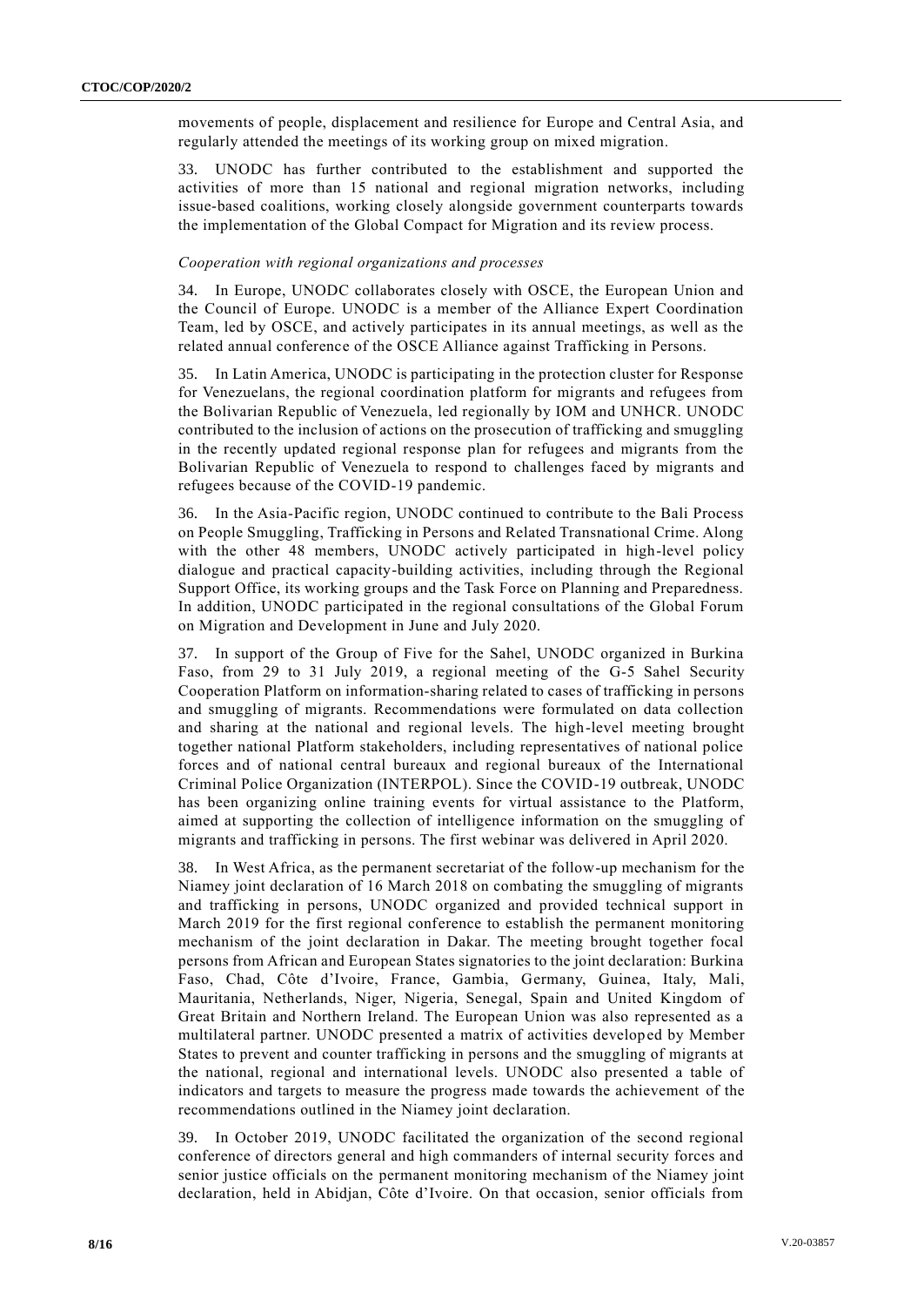movements of people, displacement and resilience for Europe and Central Asia, and regularly attended the meetings of its working group on mixed migration.

33. UNODC has further contributed to the establishment and supported the activities of more than 15 national and regional migration networks, including issue-based coalitions, working closely alongside government counterparts towards the implementation of the Global Compact for Migration and its review process.

*Cooperation with regional organizations and processes*

34. In Europe, UNODC collaborates closely with OSCE, the European Union and the Council of Europe. UNODC is a member of the Alliance Expert Coordination Team, led by OSCE, and actively participates in its annual meetings, as well as the related annual conference of the OSCE Alliance against Trafficking in Persons.

35. In Latin America, UNODC is participating in the protection cluster for Response for Venezuelans, the regional coordination platform for migrants and refugees from the Bolivarian Republic of Venezuela, led regionally by IOM and UNHCR. UNODC contributed to the inclusion of actions on the prosecution of trafficking and smuggling in the recently updated regional response plan for refugees and migrants from the Bolivarian Republic of Venezuela to respond to challenges faced by migrants and refugees because of the COVID-19 pandemic.

36. In the Asia-Pacific region, UNODC continued to contribute to the Bali Process on People Smuggling, Trafficking in Persons and Related Transnational Crime. Along with the other 48 members, UNODC actively participated in high-level policy dialogue and practical capacity-building activities, including through the Regional Support Office, its working groups and the Task Force on Planning and Preparedness. In addition, UNODC participated in the regional consultations of the Global Forum on Migration and Development in June and July 2020.

37. In support of the Group of Five for the Sahel, UNODC organized in Burkina Faso, from 29 to 31 July 2019, a regional meeting of the G-5 Sahel Security Cooperation Platform on information-sharing related to cases of trafficking in persons and smuggling of migrants. Recommendations were formulated on data collection and sharing at the national and regional levels. The high-level meeting brought together national Platform stakeholders, including representatives of national police forces and of national central bureaux and regional bureaux of the International Criminal Police Organization (INTERPOL). Since the COVID-19 outbreak, UNODC has been organizing online training events for virtual assistance to the Platform, aimed at supporting the collection of intelligence information on the smuggling of migrants and trafficking in persons. The first webinar was delivered in April 2020.

38. In West Africa, as the permanent secretariat of the follow-up mechanism for the Niamey joint declaration of 16 March 2018 on combating the smuggling of migrants and trafficking in persons, UNODC organized and provided technical support in March 2019 for the first regional conference to establish the permanent monitoring mechanism of the joint declaration in Dakar. The meeting brought together focal persons from African and European States signatories to the joint declaration: Burkina Faso, Chad, Côte d'Ivoire, France, Gambia, Germany, Guinea, Italy, Mali, Mauritania, Netherlands, Niger, Nigeria, Senegal, Spain and United Kingdom of Great Britain and Northern Ireland. The European Union was also represented as a multilateral partner. UNODC presented a matrix of activities developed by Member States to prevent and counter trafficking in persons and the smuggling of migrants at the national, regional and international levels. UNODC also presented a table of indicators and targets to measure the progress made towards the achievement of the recommendations outlined in the Niamey joint declaration.

39. In October 2019, UNODC facilitated the organization of the second regional conference of directors general and high commanders of internal security forces and senior justice officials on the permanent monitoring mechanism of the Niamey joint declaration, held in Abidjan, Côte d'Ivoire. On that occasion, senior officials from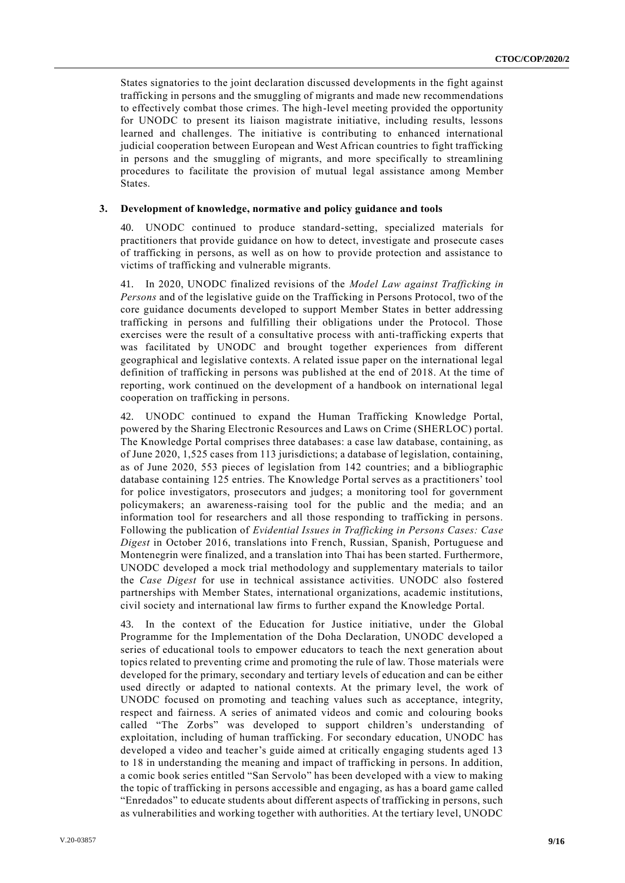States signatories to the joint declaration discussed developments in the fight against trafficking in persons and the smuggling of migrants and made new recommendations to effectively combat those crimes. The high-level meeting provided the opportunity for UNODC to present its liaison magistrate initiative, including results, lessons learned and challenges. The initiative is contributing to enhanced international judicial cooperation between European and West African countries to fight trafficking in persons and the smuggling of migrants, and more specifically to streamlining procedures to facilitate the provision of mutual legal assistance among Member States.

### 3. Development of knowledge, normative and policy guidance and tools

40. UNODC continued to produce standard-setting, specialized materials for practitioners that provide guidance on how to detect, investigate and prosecute cases of trafficking in persons, as well as on how to provide protection and assistance to victims of trafficking and vulnerable migrants.

41. In 2020, UNODC finalized revisions of the *Model Law against Trafficking in Persons* and of the legislative guide on the Trafficking in Persons Protocol, two of the core guidance documents developed to support Member States in better addressing trafficking in persons and fulfilling their obligations under the Protocol. Those exercises were the result of a consultative process with anti-trafficking experts that was facilitated by UNODC and brought together experiences from different geographical and legislative contexts. A related issue paper on the international legal definition of trafficking in persons was published at the end of 2018. At the time of reporting, work continued on the development of a handbook on international legal cooperation on trafficking in persons.

42. UNODC continued to expand the Human Trafficking Knowledge Portal, powered by the Sharing Electronic Resources and Laws on Crime (SHERLOC) portal. The Knowledge Portal comprises three databases: a case law database, containing, as of June 2020, 1,525 cases from 113 jurisdictions; a database of legislation, containing, as of June 2020, 553 pieces of legislation from 142 countries; and a bibliographic database containing 125 entries. The Knowledge Portal serves as a practitioners' tool for police investigators, prosecutors and judges; a monitoring tool for government policymakers; an awareness-raising tool for the public and the media; and an information tool for researchers and all those responding to trafficking in persons. Following the publication of *Evidential Issues in Trafficking in Persons Cases: Case Digest* in October 2016, translations into French, Russian, Spanish, Portuguese and Montenegrin were finalized, and a translation into Thai has been started. Furthermore, UNODC developed a mock trial methodology and supplementary materials to tailor the *Case Digest* for use in technical assistance activities. UNODC also fostered partnerships with Member States, international organizations, academic institutions, civil society and international law firms to further expand the Knowledge Portal.

43. In the context of the Education for Justice initiative, under the Global Programme for the Implementation of the Doha Declaration, UNODC developed a series of educational tools to empower educators to teach the next generation about topics related to preventing crime and promoting the rule of law. Those materials were developed for the primary, secondary and tertiary levels of education and can be either used directly or adapted to national contexts. At the primary level, the work of UNODC focused on promoting and teaching values such as acceptance, integrity, respect and fairness. A series of animated videos and comic and colouring books called "The Zorbs" was developed to support children's understanding of exploitation, including of human trafficking. For secondary education, UNODC has developed a video and teacher's guide aimed at critically engaging students aged 13 to 18 in understanding the meaning and impact of trafficking in persons. In addition, a comic book series entitled "San Servolo" has been developed with a view to making the topic of trafficking in persons accessible and engaging, as has a board game called "Enredados" to educate students about different aspects of trafficking in persons, such as vulnerabilities and working together with authorities. At the tertiary level, UNODC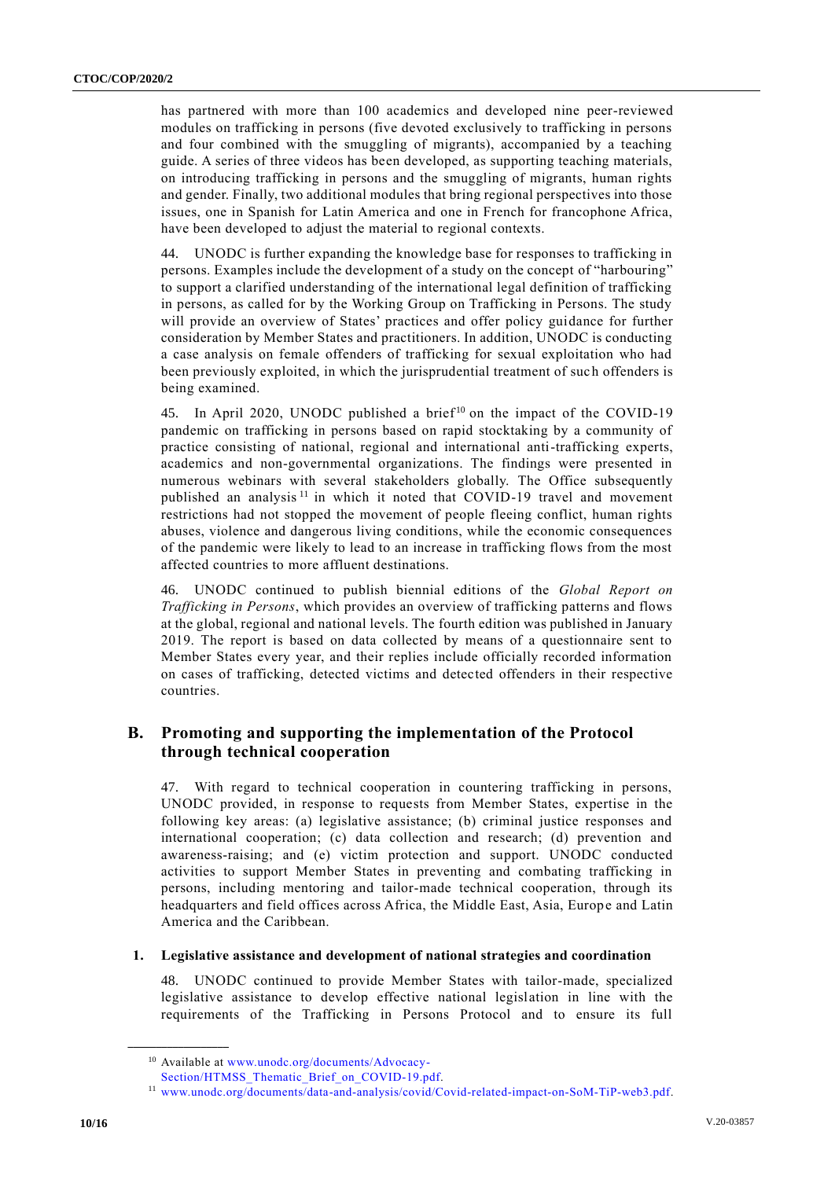has partnered with more than 100 academics and developed nine peer-reviewed modules on trafficking in persons (five devoted exclusively to trafficking in persons and four combined with the smuggling of migrants), accompanied by a teaching guide. A series of three videos has been developed, as supporting teaching materials, on introducing trafficking in persons and the smuggling of migrants, human rights and gender. Finally, two additional modules that bring regional perspectives into those issues, one in Spanish for Latin America and one in French for francophone Africa, have been developed to adjust the material to regional contexts.

44. UNODC is further expanding the knowledge base for responses to trafficking in persons. Examples include the development of a study on the concept of "harbouring" to support a clarified understanding of the international legal definition of trafficking in persons, as called for by the Working Group on Trafficking in Persons. The study will provide an overview of States' practices and offer policy guidance for further consideration by Member States and practitioners. In addition, UNODC is conducting a case analysis on female offenders of trafficking for sexual exploitation who had been previously exploited, in which the jurisprudential treatment of such offenders is being examined.

45. In April 2020, UNODC published a brief[10] on the impact of the COVID-19 pandemic on trafficking in persons based on rapid stocktaking by a community of practice consisting of national, regional and international anti-trafficking experts, academics and non-governmental organizations. The findings were presented in numerous webinars with several stakeholders globally. The Office subsequently published an analysis[11] in which it noted that COVID-19 travel and movement restrictions had not stopped the movement of people fleeing conflict, human rights abuses, violence and dangerous living conditions, while the economic consequences of the pandemic were likely to lead to an increase in trafficking flows from the most affected countries to more affluent destinations.

46. UNODC continued to publish biennial editions of the *Global Report on Trafficking in Persons*, which provides an overview of trafficking patterns and flows at the global, regional and national levels. The fourth edition was published in January 2019. The report is based on data collected by means of a questionnaire sent to Member States every year, and their replies include officially recorded information on cases of trafficking, detected victims and detected offenders in their respective countries.

## B. Promoting and supporting the implementation of the Protocol through technical cooperation

47. With regard to technical cooperation in countering trafficking in persons, UNODC provided, in response to requests from Member States, expertise in the following key areas: (a) legislative assistance; (b) criminal justice responses and international cooperation; (c) data collection and research; (d) prevention and awareness-raising; and (e) victim protection and support. UNODC conducted activities to support Member States in preventing and combating trafficking in persons, including mentoring and tailor-made technical cooperation, through its headquarters and field offices across Africa, the Middle East, Asia, Europe and Latin America and the Caribbean.

### 1. Legislative assistance and development of national strategies and coordination

48. UNODC continued to provide Member States with tailor-made, specialized legislative assistance to develop effective national legislation in line with the requirements of the Trafficking in Persons Protocol and to ensure its full

---

[10] Available at www.unodc.org/documents/Advocacy-Section/HTMSS_Thematic_Brief_on_COVID-19.pdf.

[11] www.unodc.org/documents/data-and-analysis/covid/Covid-related-impact-on-SoM-TiP-web3.pdf.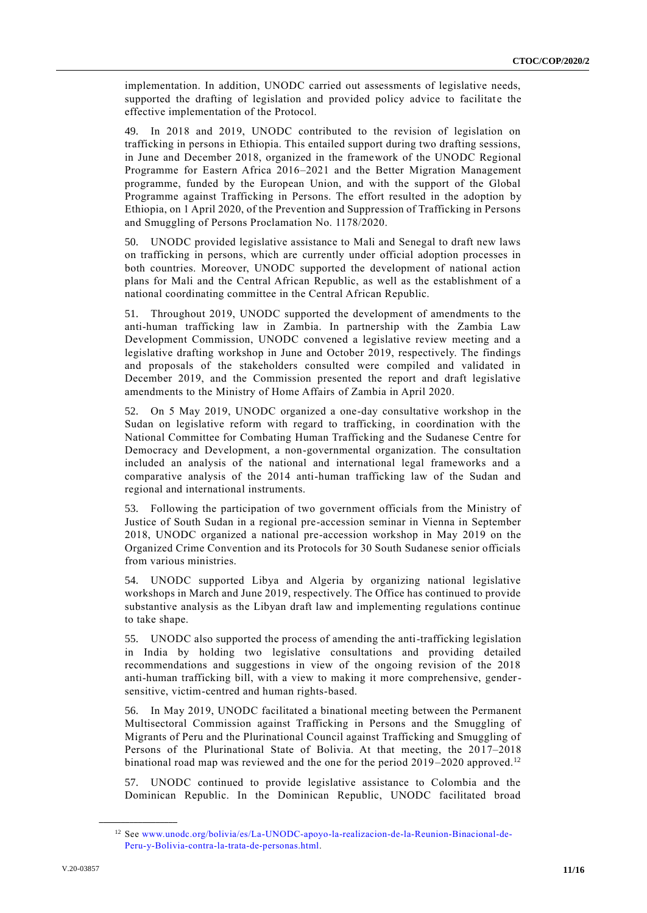implementation. In addition, UNODC carried out assessments of legislative needs, supported the drafting of legislation and provided policy advice to facilitate the effective implementation of the Protocol.

49. In 2018 and 2019, UNODC contributed to the revision of legislation on trafficking in persons in Ethiopia. This entailed support during two drafting sessions, in June and December 2018, organized in the framework of the UNODC Regional Programme for Eastern Africa 2016–2021 and the Better Migration Management programme, funded by the European Union, and with the support of the Global Programme against Trafficking in Persons. The effort resulted in the adoption by Ethiopia, on 1 April 2020, of the Prevention and Suppression of Trafficking in Persons and Smuggling of Persons Proclamation No. 1178/2020.

50. UNODC provided legislative assistance to Mali and Senegal to draft new laws on trafficking in persons, which are currently under official adoption processes in both countries. Moreover, UNODC supported the development of national action plans for Mali and the Central African Republic, as well as the establishment of a national coordinating committee in the Central African Republic.

51. Throughout 2019, UNODC supported the development of amendments to the anti-human trafficking law in Zambia. In partnership with the Zambia Law Development Commission, UNODC convened a legislative review meeting and a legislative drafting workshop in June and October 2019, respectively. The findings and proposals of the stakeholders consulted were compiled and validated in December 2019, and the Commission presented the report and draft legislative amendments to the Ministry of Home Affairs of Zambia in April 2020.

52. On 5 May 2019, UNODC organized a one-day consultative workshop in the Sudan on legislative reform with regard to trafficking, in coordination with the National Committee for Combating Human Trafficking and the Sudanese Centre for Democracy and Development, a non-governmental organization. The consultation included an analysis of the national and international legal frameworks and a comparative analysis of the 2014 anti-human trafficking law of the Sudan and regional and international instruments.

53. Following the participation of two government officials from the Ministry of Justice of South Sudan in a regional pre-accession seminar in Vienna in September 2018, UNODC organized a national pre-accession workshop in May 2019 on the Organized Crime Convention and its Protocols for 30 South Sudanese senior officials from various ministries.

54. UNODC supported Libya and Algeria by organizing national legislative workshops in March and June 2019, respectively. The Office has continued to provide substantive analysis as the Libyan draft law and implementing regulations continue to take shape.

55. UNODC also supported the process of amending the anti-trafficking legislation in India by holding two legislative consultations and providing detailed recommendations and suggestions in view of the ongoing revision of the 2018 anti-human trafficking bill, with a view to making it more comprehensive, gender-sensitive, victim-centred and human rights-based.

56. In May 2019, UNODC facilitated a binational meeting between the Permanent Multisectoral Commission against Trafficking in Persons and the Smuggling of Migrants of Peru and the Plurinational Council against Trafficking and Smuggling of Persons of the Plurinational State of Bolivia. At that meeting, the 2017–2018 binational road map was reviewed and the one for the period 2019–2020 approved.[12]

57. UNODC continued to provide legislative assistance to Colombia and the Dominican Republic. In the Dominican Republic, UNODC facilitated broad

[12] See www.unodc.org/bolivia/es/La-UNODC-apoyo-la-realizacion-de-la-Reunion-Binacional-de-Peru-y-Bolivia-contra-la-trata-de-personas.html.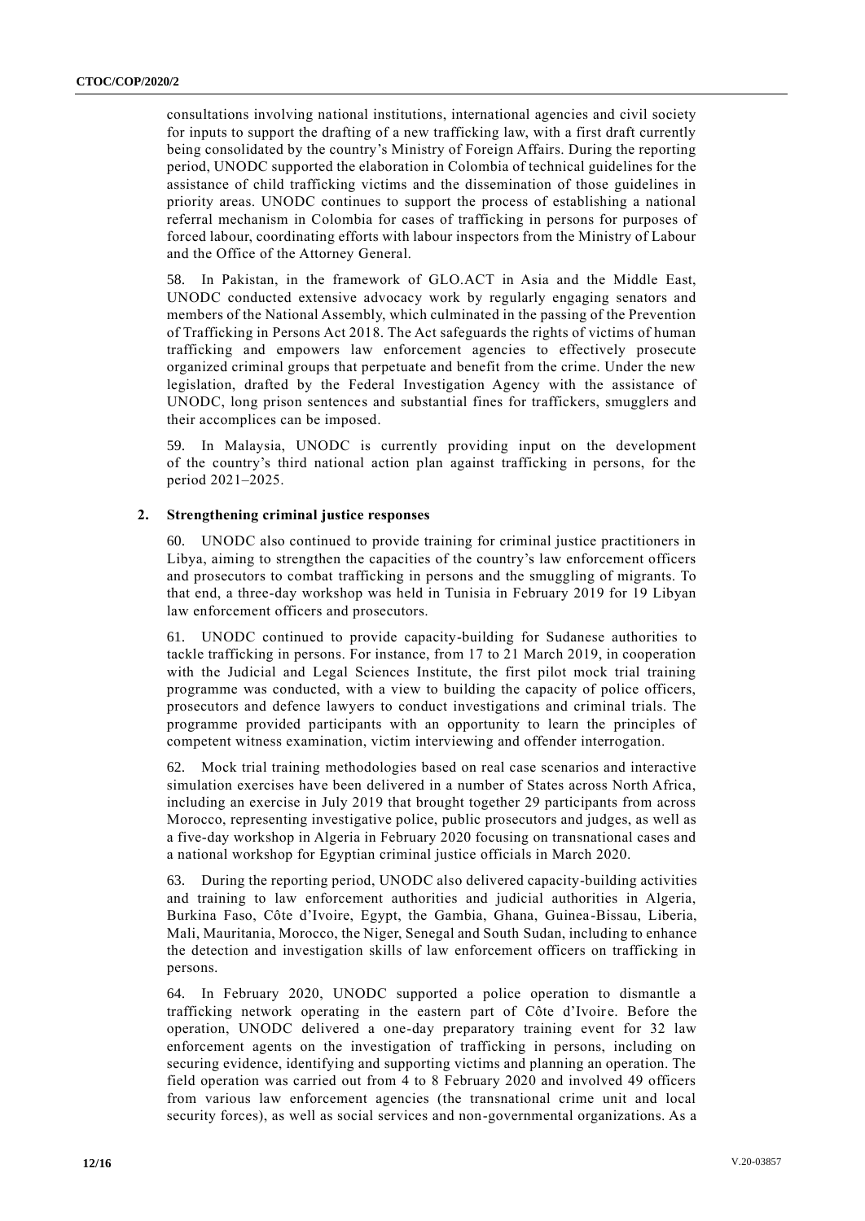consultations involving national institutions, international agencies and civil society for inputs to support the drafting of a new trafficking law, with a first draft currently being consolidated by the country's Ministry of Foreign Affairs. During the reporting period, UNODC supported the elaboration in Colombia of technical guidelines for the assistance of child trafficking victims and the dissemination of those guidelines in priority areas. UNODC continues to support the process of establishing a national referral mechanism in Colombia for cases of trafficking in persons for purposes of forced labour, coordinating efforts with labour inspectors from the Ministry of Labour and the Office of the Attorney General.

58. In Pakistan, in the framework of GLO.ACT in Asia and the Middle East, UNODC conducted extensive advocacy work by regularly engaging senators and members of the National Assembly, which culminated in the passing of the Prevention of Trafficking in Persons Act 2018. The Act safeguards the rights of victims of human trafficking and empowers law enforcement agencies to effectively prosecute organized criminal groups that perpetuate and benefit from the crime. Under the new legislation, drafted by the Federal Investigation Agency with the assistance of UNODC, long prison sentences and substantial fines for traffickers, smugglers and their accomplices can be imposed.

59. In Malaysia, UNODC is currently providing input on the development of the country's third national action plan against trafficking in persons, for the period 2021–2025.

### 2. Strengthening criminal justice responses

60. UNODC also continued to provide training for criminal justice practitioners in Libya, aiming to strengthen the capacities of the country's law enforcement officers and prosecutors to combat trafficking in persons and the smuggling of migrants. To that end, a three-day workshop was held in Tunisia in February 2019 for 19 Libyan law enforcement officers and prosecutors.

61. UNODC continued to provide capacity-building for Sudanese authorities to tackle trafficking in persons. For instance, from 17 to 21 March 2019, in cooperation with the Judicial and Legal Sciences Institute, the first pilot mock trial training programme was conducted, with a view to building the capacity of police officers, prosecutors and defence lawyers to conduct investigations and criminal trials. The programme provided participants with an opportunity to learn the principles of competent witness examination, victim interviewing and offender interrogation.

62. Mock trial training methodologies based on real case scenarios and interactive simulation exercises have been delivered in a number of States across North Africa, including an exercise in July 2019 that brought together 29 participants from across Morocco, representing investigative police, public prosecutors and judges, as well as a five-day workshop in Algeria in February 2020 focusing on transnational cases and a national workshop for Egyptian criminal justice officials in March 2020.

63. During the reporting period, UNODC also delivered capacity-building activities and training to law enforcement authorities and judicial authorities in Algeria, Burkina Faso, Côte d'Ivoire, Egypt, the Gambia, Ghana, Guinea-Bissau, Liberia, Mali, Mauritania, Morocco, the Niger, Senegal and South Sudan, including to enhance the detection and investigation skills of law enforcement officers on trafficking in persons.

64. In February 2020, UNODC supported a police operation to dismantle a trafficking network operating in the eastern part of Côte d'Ivoire. Before the operation, UNODC delivered a one-day preparatory training event for 32 law enforcement agents on the investigation of trafficking in persons, including on securing evidence, identifying and supporting victims and planning an operation. The field operation was carried out from 4 to 8 February 2020 and involved 49 officers from various law enforcement agencies (the transnational crime unit and local security forces), as well as social services and non-governmental organizations. As a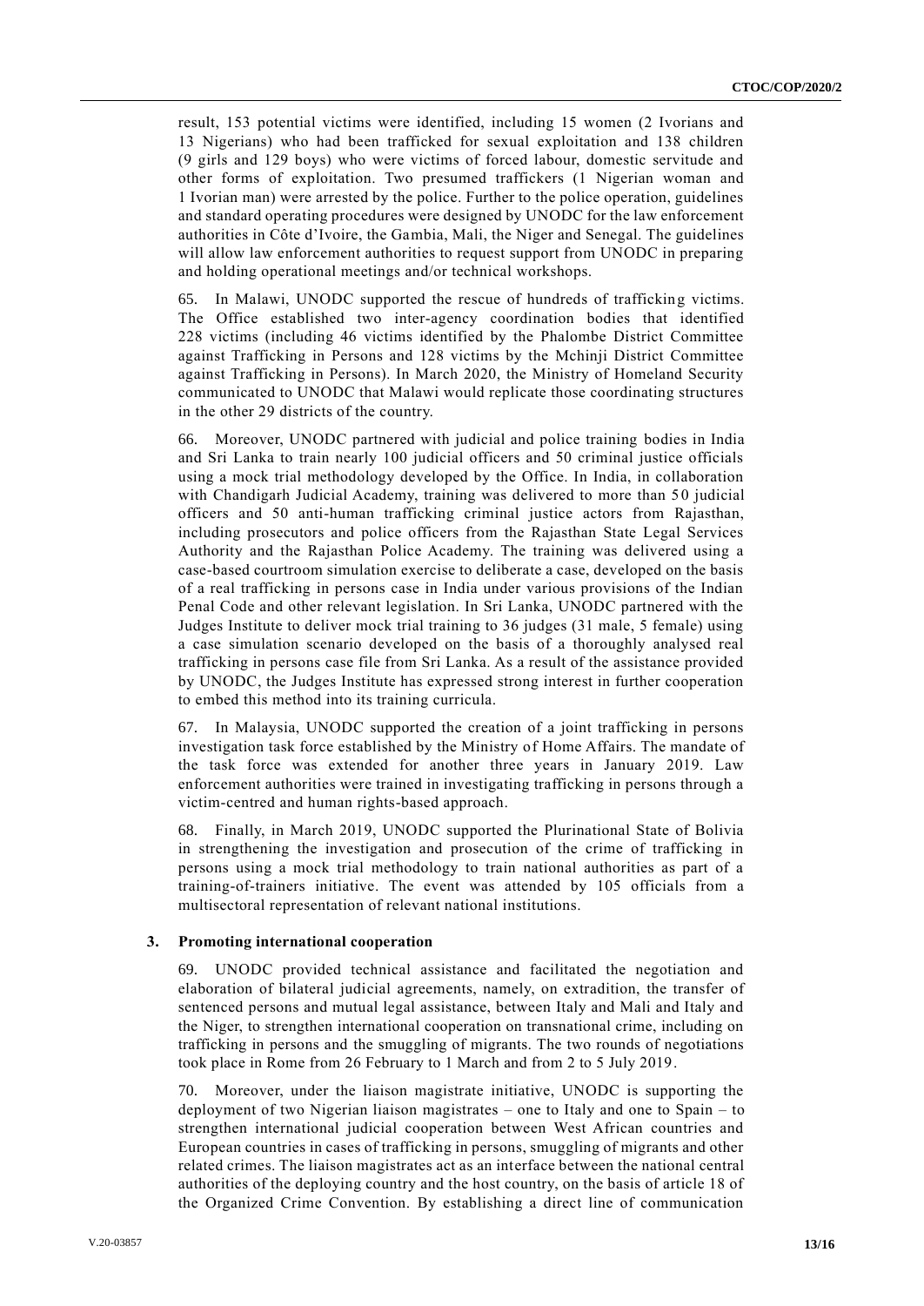result, 153 potential victims were identified, including 15 women (2 Ivorians and 13 Nigerians) who had been trafficked for sexual exploitation and 138 children (9 girls and 129 boys) who were victims of forced labour, domestic servitude and other forms of exploitation. Two presumed traffickers (1 Nigerian woman and 1 Ivorian man) were arrested by the police. Further to the police operation, guidelines and standard operating procedures were designed by UNODC for the law enforcement authorities in Côte d'Ivoire, the Gambia, Mali, the Niger and Senegal. The guidelines will allow law enforcement authorities to request support from UNODC in preparing and holding operational meetings and/or technical workshops.

65. In Malawi, UNODC supported the rescue of hundreds of trafficking victims. The Office established two inter-agency coordination bodies that identified 228 victims (including 46 victims identified by the Phalombe District Committee against Trafficking in Persons and 128 victims by the Mchinji District Committee against Trafficking in Persons). In March 2020, the Ministry of Homeland Security communicated to UNODC that Malawi would replicate those coordinating structures in the other 29 districts of the country.

66. Moreover, UNODC partnered with judicial and police training bodies in India and Sri Lanka to train nearly 100 judicial officers and 50 criminal justice officials using a mock trial methodology developed by the Office. In India, in collaboration with Chandigarh Judicial Academy, training was delivered to more than 50 judicial officers and 50 anti-human trafficking criminal justice actors from Rajasthan, including prosecutors and police officers from the Rajasthan State Legal Services Authority and the Rajasthan Police Academy. The training was delivered using a case-based courtroom simulation exercise to deliberate a case, developed on the basis of a real trafficking in persons case in India under various provisions of the Indian Penal Code and other relevant legislation. In Sri Lanka, UNODC partnered with the Judges Institute to deliver mock trial training to 36 judges (31 male, 5 female) using a case simulation scenario developed on the basis of a thoroughly analysed real trafficking in persons case file from Sri Lanka. As a result of the assistance provided by UNODC, the Judges Institute has expressed strong interest in further cooperation to embed this method into its training curricula.

67. In Malaysia, UNODC supported the creation of a joint trafficking in persons investigation task force established by the Ministry of Home Affairs. The mandate of the task force was extended for another three years in January 2019. Law enforcement authorities were trained in investigating trafficking in persons through a victim-centred and human rights-based approach.

68. Finally, in March 2019, UNODC supported the Plurinational State of Bolivia in strengthening the investigation and prosecution of the crime of trafficking in persons using a mock trial methodology to train national authorities as part of a training-of-trainers initiative. The event was attended by 105 officials from a multisectoral representation of relevant national institutions.

### 3. Promoting international cooperation

69. UNODC provided technical assistance and facilitated the negotiation and elaboration of bilateral judicial agreements, namely, on extradition, the transfer of sentenced persons and mutual legal assistance, between Italy and Mali and Italy and the Niger, to strengthen international cooperation on transnational crime, including on trafficking in persons and the smuggling of migrants. The two rounds of negotiations took place in Rome from 26 February to 1 March and from 2 to 5 July 2019.

70. Moreover, under the liaison magistrate initiative, UNODC is supporting the deployment of two Nigerian liaison magistrates – one to Italy and one to Spain – to strengthen international judicial cooperation between West African countries and European countries in cases of trafficking in persons, smuggling of migrants and other related crimes. The liaison magistrates act as an interface between the national central authorities of the deploying country and the host country, on the basis of article 18 of the Organized Crime Convention. By establishing a direct line of communication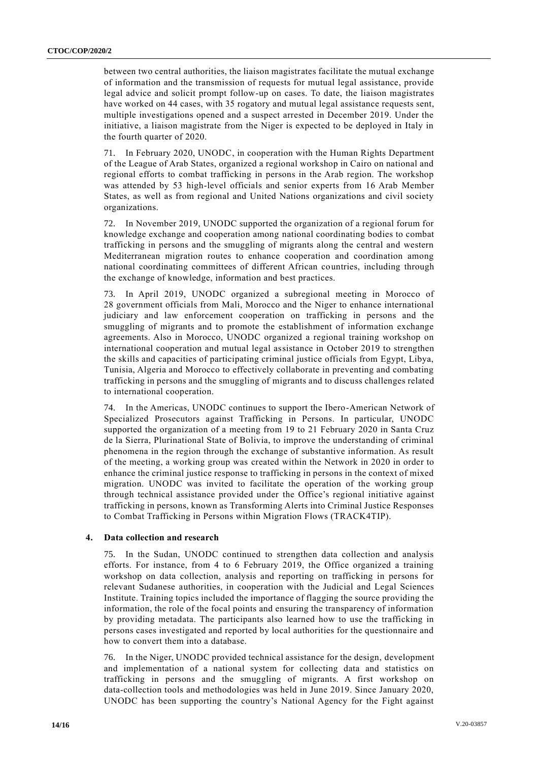between two central authorities, the liaison magistrates facilitate the mutual exchange of information and the transmission of requests for mutual legal assistance, provide legal advice and solicit prompt follow-up on cases. To date, the liaison magistrates have worked on 44 cases, with 35 rogatory and mutual legal assistance requests sent, multiple investigations opened and a suspect arrested in December 2019. Under the initiative, a liaison magistrate from the Niger is expected to be deployed in Italy in the fourth quarter of 2020.

71. In February 2020, UNODC, in cooperation with the Human Rights Department of the League of Arab States, organized a regional workshop in Cairo on national and regional efforts to combat trafficking in persons in the Arab region. The workshop was attended by 53 high-level officials and senior experts from 16 Arab Member States, as well as from regional and United Nations organizations and civil society organizations.

72. In November 2019, UNODC supported the organization of a regional forum for knowledge exchange and cooperation among national coordinating bodies to combat trafficking in persons and the smuggling of migrants along the central and western Mediterranean migration routes to enhance cooperation and coordination among national coordinating committees of different African countries, including through the exchange of knowledge, information and best practices.

73. In April 2019, UNODC organized a subregional meeting in Morocco of 28 government officials from Mali, Morocco and the Niger to enhance international judiciary and law enforcement cooperation on trafficking in persons and the smuggling of migrants and to promote the establishment of information exchange agreements. Also in Morocco, UNODC organized a regional training workshop on international cooperation and mutual legal assistance in October 2019 to strengthen the skills and capacities of participating criminal justice officials from Egypt, Libya, Tunisia, Algeria and Morocco to effectively collaborate in preventing and combating trafficking in persons and the smuggling of migrants and to discuss challenges related to international cooperation.

74. In the Americas, UNODC continues to support the Ibero-American Network of Specialized Prosecutors against Trafficking in Persons. In particular, UNODC supported the organization of a meeting from 19 to 21 February 2020 in Santa Cruz de la Sierra, Plurinational State of Bolivia, to improve the understanding of criminal phenomena in the region through the exchange of substantive information. As result of the meeting, a working group was created within the Network in 2020 in order to enhance the criminal justice response to trafficking in persons in the context of mixed migration. UNODC was invited to facilitate the operation of the working group through technical assistance provided under the Office's regional initiative against trafficking in persons, known as Transforming Alerts into Criminal Justice Responses to Combat Trafficking in Persons within Migration Flows (TRACK4TIP).

### 4. Data collection and research

75. In the Sudan, UNODC continued to strengthen data collection and analysis efforts. For instance, from 4 to 6 February 2019, the Office organized a training workshop on data collection, analysis and reporting on trafficking in persons for relevant Sudanese authorities, in cooperation with the Judicial and Legal Sciences Institute. Training topics included the importance of flagging the source providing the information, the role of the focal points and ensuring the transparency of information by providing metadata. The participants also learned how to use the trafficking in persons cases investigated and reported by local authorities for the questionnaire and how to convert them into a database.

76. In the Niger, UNODC provided technical assistance for the design, development and implementation of a national system for collecting data and statistics on trafficking in persons and the smuggling of migrants. A first workshop on data-collection tools and methodologies was held in June 2019. Since January 2020, UNODC has been supporting the country's National Agency for the Fight against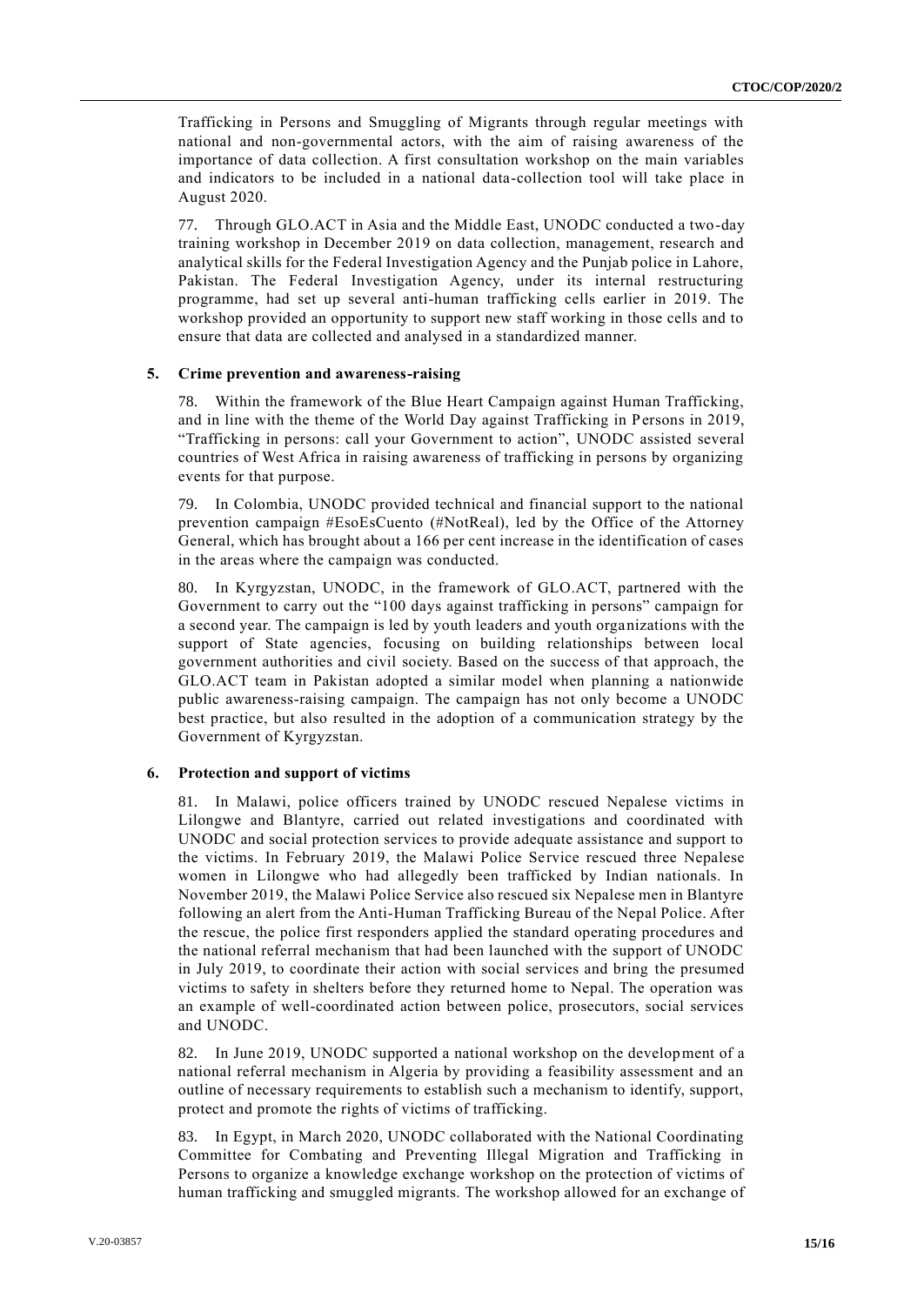Trafficking in Persons and Smuggling of Migrants through regular meetings with national and non-governmental actors, with the aim of raising awareness of the importance of data collection. A first consultation workshop on the main variables and indicators to be included in a national data-collection tool will take place in August 2020.

77. Through GLO.ACT in Asia and the Middle East, UNODC conducted a two-day training workshop in December 2019 on data collection, management, research and analytical skills for the Federal Investigation Agency and the Punjab police in Lahore, Pakistan. The Federal Investigation Agency, under its internal restructuring programme, had set up several anti-human trafficking cells earlier in 2019. The workshop provided an opportunity to support new staff working in those cells and to ensure that data are collected and analysed in a standardized manner.

### 5. Crime prevention and awareness-raising

78. Within the framework of the Blue Heart Campaign against Human Trafficking, and in line with the theme of the World Day against Trafficking in Persons in 2019, "Trafficking in persons: call your Government to action", UNODC assisted several countries of West Africa in raising awareness of trafficking in persons by organizing events for that purpose.

79. In Colombia, UNODC provided technical and financial support to the national prevention campaign #EsoEsCuento (#NotReal), led by the Office of the Attorney General, which has brought about a 166 per cent increase in the identification of cases in the areas where the campaign was conducted.

80. In Kyrgyzstan, UNODC, in the framework of GLO.ACT, partnered with the Government to carry out the "100 days against trafficking in persons" campaign for a second year. The campaign is led by youth leaders and youth organizations with the support of State agencies, focusing on building relationships between local government authorities and civil society. Based on the success of that approach, the GLO.ACT team in Pakistan adopted a similar model when planning a nationwide public awareness-raising campaign. The campaign has not only become a UNODC best practice, but also resulted in the adoption of a communication strategy by the Government of Kyrgyzstan.

### 6. Protection and support of victims

81. In Malawi, police officers trained by UNODC rescued Nepalese victims in Lilongwe and Blantyre, carried out related investigations and coordinated with UNODC and social protection services to provide adequate assistance and support to the victims. In February 2019, the Malawi Police Service rescued three Nepalese women in Lilongwe who had allegedly been trafficked by Indian nationals. In November 2019, the Malawi Police Service also rescued six Nepalese men in Blantyre following an alert from the Anti-Human Trafficking Bureau of the Nepal Police. After the rescue, the police first responders applied the standard operating procedures and the national referral mechanism that had been launched with the support of UNODC in July 2019, to coordinate their action with social services and bring the presumed victims to safety in shelters before they returned home to Nepal. The operation was an example of well-coordinated action between police, prosecutors, social services and UNODC.

82. In June 2019, UNODC supported a national workshop on the development of a national referral mechanism in Algeria by providing a feasibility assessment and an outline of necessary requirements to establish such a mechanism to identify, support, protect and promote the rights of victims of trafficking.

83. In Egypt, in March 2020, UNODC collaborated with the National Coordinating Committee for Combating and Preventing Illegal Migration and Trafficking in Persons to organize a knowledge exchange workshop on the protection of victims of human trafficking and smuggled migrants. The workshop allowed for an exchange of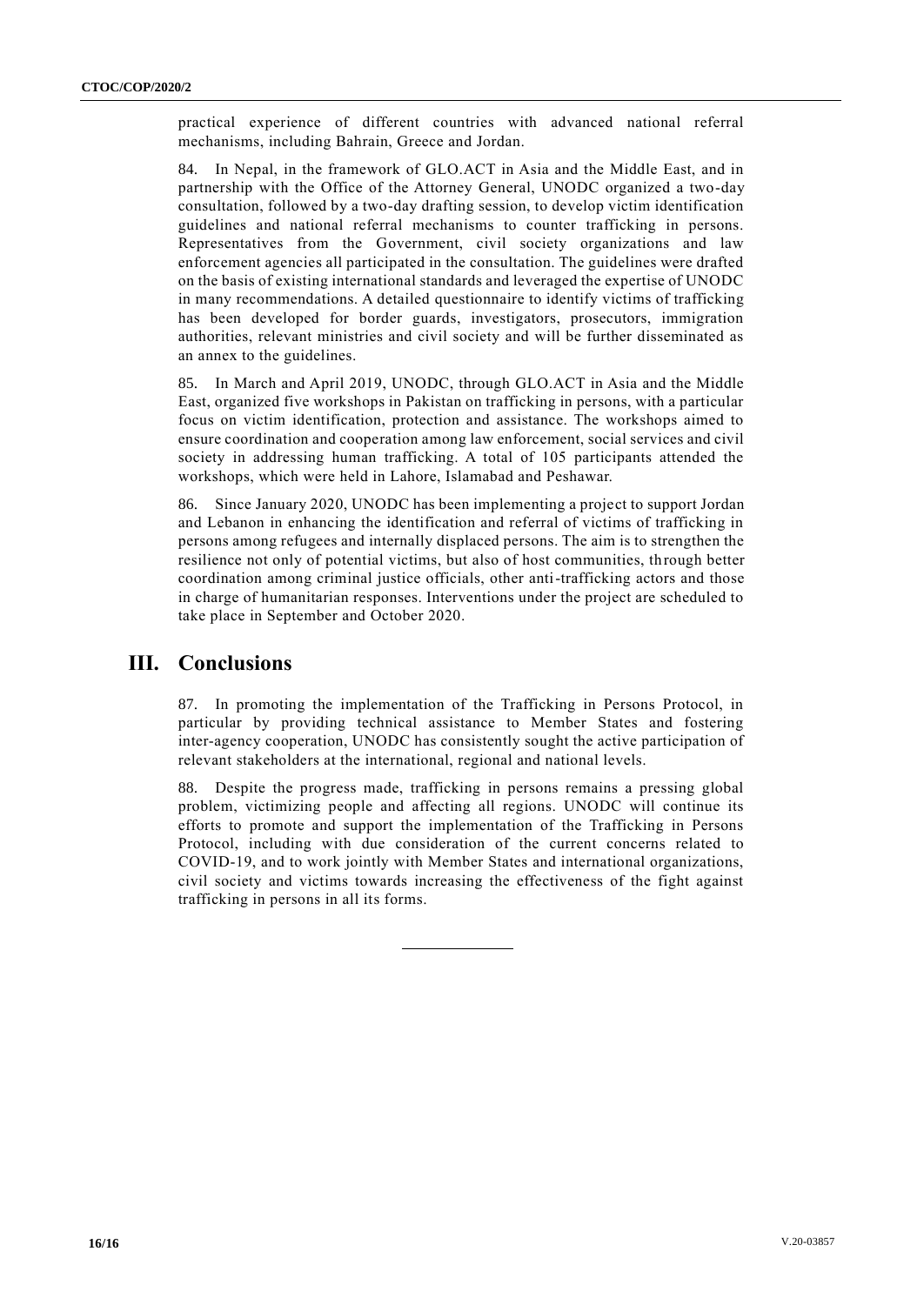practical experience of different countries with advanced national referral mechanisms, including Bahrain, Greece and Jordan.

84. In Nepal, in the framework of GLO.ACT in Asia and the Middle East, and in partnership with the Office of the Attorney General, UNODC organized a two-day consultation, followed by a two-day drafting session, to develop victim identification guidelines and national referral mechanisms to counter trafficking in persons. Representatives from the Government, civil society organizations and law enforcement agencies all participated in the consultation. The guidelines were drafted on the basis of existing international standards and leveraged the expertise of UNODC in many recommendations. A detailed questionnaire to identify victims of trafficking has been developed for border guards, investigators, prosecutors, immigration authorities, relevant ministries and civil society and will be further disseminated as an annex to the guidelines.

85. In March and April 2019, UNODC, through GLO.ACT in Asia and the Middle East, organized five workshops in Pakistan on trafficking in persons, with a particular focus on victim identification, protection and assistance. The workshops aimed to ensure coordination and cooperation among law enforcement, social services and civil society in addressing human trafficking. A total of 105 participants attended the workshops, which were held in Lahore, Islamabad and Peshawar.

86. Since January 2020, UNODC has been implementing a project to support Jordan and Lebanon in enhancing the identification and referral of victims of trafficking in persons among refugees and internally displaced persons. The aim is to strengthen the resilience not only of potential victims, but also of host communities, through better coordination among criminal justice officials, other anti-trafficking actors and those in charge of humanitarian responses. Interventions under the project are scheduled to take place in September and October 2020.

# III. Conclusions

87. In promoting the implementation of the Trafficking in Persons Protocol, in particular by providing technical assistance to Member States and fostering inter-agency cooperation, UNODC has consistently sought the active participation of relevant stakeholders at the international, regional and national levels.

88. Despite the progress made, trafficking in persons remains a pressing global problem, victimizing people and affecting all regions. UNODC will continue its efforts to promote and support the implementation of the Trafficking in Persons Protocol, including with due consideration of the current concerns related to COVID-19, and to work jointly with Member States and international organizations, civil society and victims towards increasing the effectiveness of the fight against trafficking in persons in all its forms.